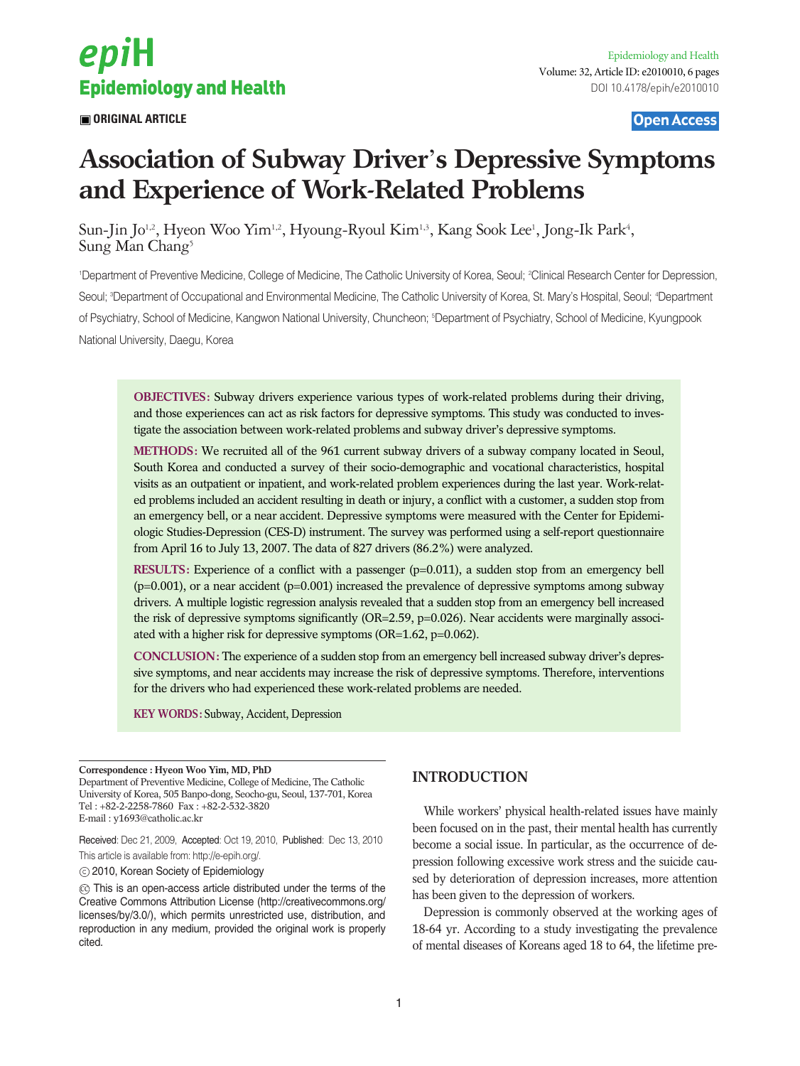■ ORIGINAL ARTICLE

Open Access

# Association of Subway Driver's Depressive Symptoms and Experience of Work-Related Problems

Sun-Jin Jo[1,2], Hyeon Woo Yim[1,2], Hyoung-Ryoul Kim[1,3], Kang Sook Lee[1], Jong-Ik Park[4], Sung Man Chang[5]

[1]Department of Preventive Medicine, College of Medicine, The Catholic University of Korea, Seoul; [2]Clinical Research Center for Depression, Seoul; [3]Department of Occupational and Environmental Medicine, The Catholic University of Korea, St. Mary's Hospital, Seoul; [4]Department of Psychiatry, School of Medicine, Kangwon National University, Chuncheon; [5]Department of Psychiatry, School of Medicine, Kyungpook National University, Daegu, Korea

**OBJECTIVES:** Subway drivers experience various types of work-related problems during their driving, and those experiences can act as risk factors for depressive symptoms. This study was conducted to investigate the association between work-related problems and subway driver's depressive symptoms.

**METHODS:** We recruited all of the 961 current subway drivers of a subway company located in Seoul, South Korea and conducted a survey of their socio-demographic and vocational characteristics, hospital visits as an outpatient or inpatient, and work-related problem experiences during the last year. Work-related problems included an accident resulting in death or injury, a conflict with a customer, a sudden stop from an emergency bell, or a near accident. Depressive symptoms were measured with the Center for Epidemiologic Studies-Depression (CES-D) instrument. The survey was performed using a self-report questionnaire from April 16 to July 13, 2007. The data of 827 drivers (86.2%) were analyzed.

**RESULTS:** Experience of a conflict with a passenger ($p=0.011$), a sudden stop from an emergency bell ($p=0.001$), or a near accident ($p=0.001$) increased the prevalence of depressive symptoms among subway drivers. A multiple logistic regression analysis revealed that a sudden stop from an emergency bell increased the risk of depressive symptoms significantly (OR=2.59, $p=0.026$). Near accidents were marginally associated with a higher risk for depressive symptoms (OR=1.62, $p=0.062$).

**CONCLUSION:** The experience of a sudden stop from an emergency bell increased subway driver's depressive symptoms, and near accidents may increase the risk of depressive symptoms. Therefore, interventions for the drivers who had experienced these work-related problems are needed.

**KEY WORDS:** Subway, Accident, Depression

**Correspondence : Hyeon Woo Yim, MD, PhD**
Department of Preventive Medicine, College of Medicine, The Catholic University of Korea, 505 Banpo-dong, Seocho-gu, Seoul, 137-701, Korea
Tel : +82-2-2258-7860 Fax : +82-2-532-3820
E-mail : y1693@catholic.ac.kr

Received: Dec 21, 2009, Accepted: Oct 19, 2010, Published: Dec 13, 2010
This article is available from: http://e-epih.org/.

© 2010, Korean Society of Epidemiology

This is an open-access article distributed under the terms of the Creative Commons Attribution License (http://creativecommons.org/licenses/by/3.0/), which permits unrestricted use, distribution, and reproduction in any medium, provided the original work is properly cited.

## INTRODUCTION

While workers' physical health-related issues have mainly been focused on in the past, their mental health has currently become a social issue. In particular, as the occurrence of depression following excessive work stress and the suicide caused by deterioration of depression increases, more attention has been given to the depression of workers.

Depression is commonly observed at the working ages of 18-64 yr. According to a study investigating the prevalence of mental diseases of Koreans aged 18 to 64, the lifetime pre-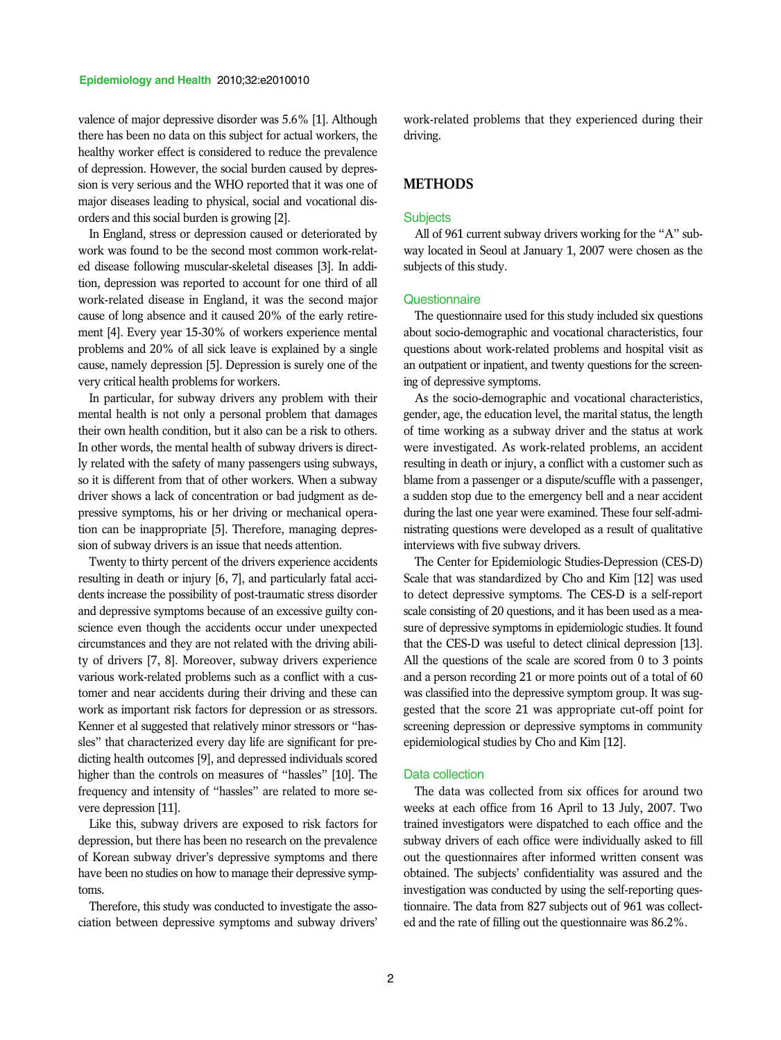valence of major depressive disorder was 5.6% [1]. Although there has been no data on this subject for actual workers, the healthy worker effect is considered to reduce the prevalence of depression. However, the social burden caused by depression is very serious and the WHO reported that it was one of major diseases leading to physical, social and vocational disorders and this social burden is growing [2].

In England, stress or depression caused or deteriorated by work was found to be the second most common work-related disease following muscular-skeletal diseases [3]. In addition, depression was reported to account for one third of all work-related disease in England, it was the second major cause of long absence and it caused 20% of the early retirement [4]. Every year 15-30% of workers experience mental problems and 20% of all sick leave is explained by a single cause, namely depression [5]. Depression is surely one of the very critical health problems for workers.

In particular, for subway drivers any problem with their mental health is not only a personal problem that damages their own health condition, but it also can be a risk to others. In other words, the mental health of subway drivers is directly related with the safety of many passengers using subways, so it is different from that of other workers. When a subway driver shows a lack of concentration or bad judgment as depressive symptoms, his or her driving or mechanical operation can be inappropriate [5]. Therefore, managing depression of subway drivers is an issue that needs attention.

Twenty to thirty percent of the drivers experience accidents resulting in death or injury [6, 7], and particularly fatal accidents increase the possibility of post-traumatic stress disorder and depressive symptoms because of an excessive guilty conscience even though the accidents occur under unexpected circumstances and they are not related with the driving ability of drivers [7, 8]. Moreover, subway drivers experience various work-related problems such as a conflict with a customer and near accidents during their driving and these can work as important risk factors for depression or as stressors. Kenner et al suggested that relatively minor stressors or "hassles" that characterized every day life are significant for predicting health outcomes [9], and depressed individuals scored higher than the controls on measures of "hassles" [10]. The frequency and intensity of "hassles" are related to more severe depression [11].

Like this, subway drivers are exposed to risk factors for depression, but there has been no research on the prevalence of Korean subway driver's depressive symptoms and there have been no studies on how to manage their depressive symptoms.

Therefore, this study was conducted to investigate the association between depressive symptoms and subway drivers' work-related problems that they experienced during their driving.

## METHODS

### Subjects

All of 961 current subway drivers working for the "A" subway located in Seoul at January 1, 2007 were chosen as the subjects of this study.

### Questionnaire

The questionnaire used for this study included six questions about socio-demographic and vocational characteristics, four questions about work-related problems and hospital visit as an outpatient or inpatient, and twenty questions for the screening of depressive symptoms.

As the socio-demographic and vocational characteristics, gender, age, the education level, the marital status, the length of time working as a subway driver and the status at work were investigated. As work-related problems, an accident resulting in death or injury, a conflict with a customer such as blame from a passenger or a dispute/scuffle with a passenger, a sudden stop due to the emergency bell and a near accident during the last one year were examined. These four self-administrating questions were developed as a result of qualitative interviews with five subway drivers.

The Center for Epidemiologic Studies-Depression (CES-D) Scale that was standardized by Cho and Kim [12] was used to detect depressive symptoms. The CES-D is a self-report scale consisting of 20 questions, and it has been used as a measure of depressive symptoms in epidemiologic studies. It found that the CES-D was useful to detect clinical depression [13]. All the questions of the scale are scored from 0 to 3 points and a person recording 21 or more points out of a total of 60 was classified into the depressive symptom group. It was suggested that the score 21 was appropriate cut-off point for screening depression or depressive symptoms in community epidemiological studies by Cho and Kim [12].

### Data collection

The data was collected from six offices for around two weeks at each office from 16 April to 13 July, 2007. Two trained investigators were dispatched to each office and the subway drivers of each office were individually asked to fill out the questionnaires after informed written consent was obtained. The subjects' confidentiality was assured and the investigation was conducted by using the self-reporting questionnaire. The data from 827 subjects out of 961 was collected and the rate of filling out the questionnaire was 86.2%.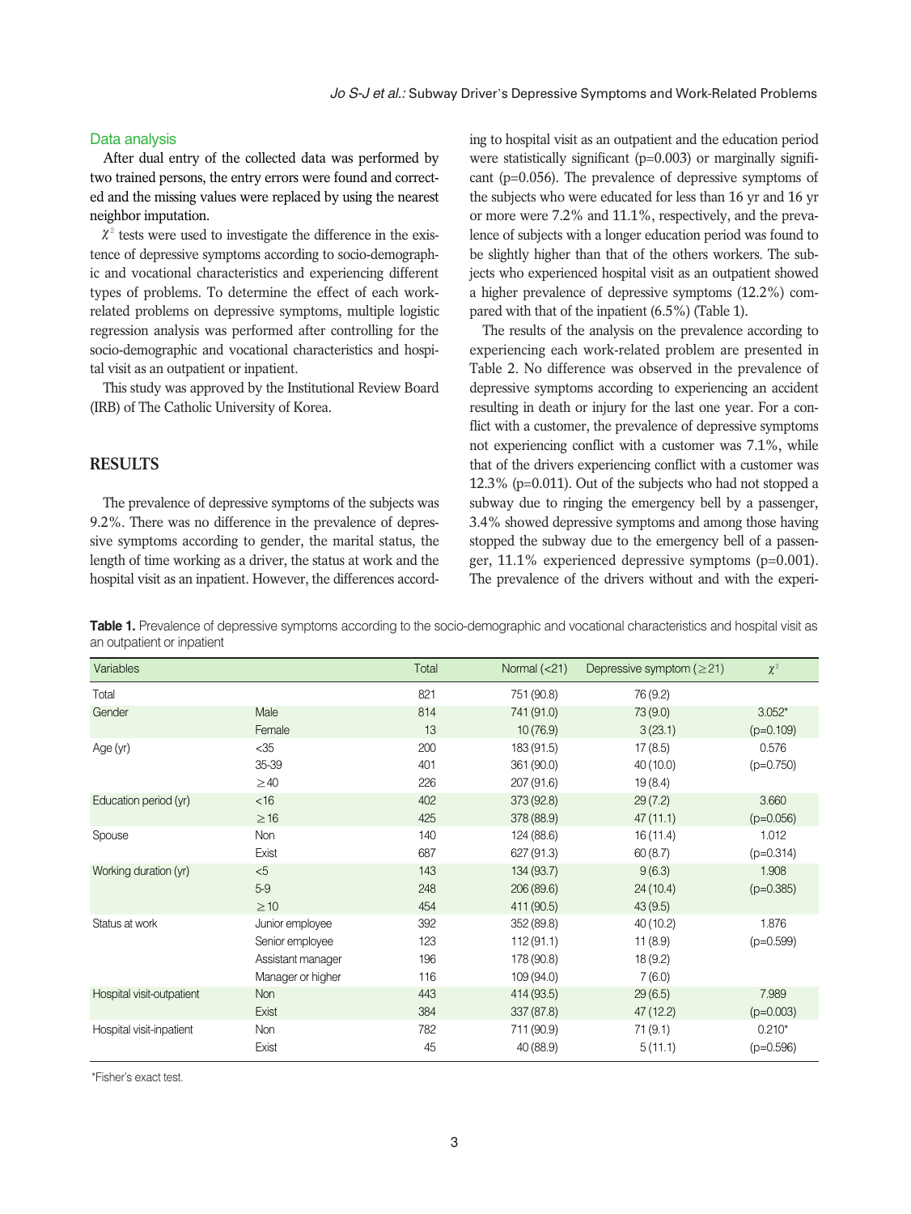### Data analysis

After dual entry of the collected data was performed by two trained persons, the entry errors were found and corrected and the missing values were replaced by using the nearest neighbor imputation.

$\chi^2$ tests were used to investigate the difference in the existence of depressive symptoms according to socio-demographic and vocational characteristics and experiencing different types of problems. To determine the effect of each work-related problems on depressive symptoms, multiple logistic regression analysis was performed after controlling for the socio-demographic and vocational characteristics and hospital visit as an outpatient or inpatient.

This study was approved by the Institutional Review Board (IRB) of The Catholic University of Korea.

## RESULTS

The prevalence of depressive symptoms of the subjects was 9.2%. There was no difference in the prevalence of depressive symptoms according to gender, the marital status, the length of time working as a driver, the status at work and the hospital visit as an inpatient. However, the differences according to hospital visit as an outpatient and the education period were statistically significant (p=0.003) or marginally significant (p=0.056). The prevalence of depressive symptoms of the subjects who were educated for less than 16 yr and 16 yr or more were 7.2% and 11.1%, respectively, and the prevalence of subjects with a longer education period was found to be slightly higher than that of the others workers. The subjects who experienced hospital visit as an outpatient showed a higher prevalence of depressive symptoms (12.2%) compared with that of the inpatient (6.5%) (Table 1).

The results of the analysis on the prevalence according to experiencing each work-related problem are presented in Table 2. No difference was observed in the prevalence of depressive symptoms according to experiencing an accident resulting in death or injury for the last one year. For a conflict with a customer, the prevalence of depressive symptoms not experiencing conflict with a customer was 7.1%, while that of the drivers experiencing conflict with a customer was 12.3% (p=0.011). Out of the subjects who had not stopped a subway due to ringing the emergency bell by a passenger, 3.4% showed depressive symptoms and among those having stopped the subway due to the emergency bell of a passenger, 11.1% experienced depressive symptoms (p=0.001). The prevalence of the drivers without and with the experi-

**Table 1.** Prevalence of depressive symptoms according to the socio-demographic and vocational characteristics and hospital visit as an outpatient or inpatient

| Variables | | Total | Normal (<21) | Depressive symptom (≥21) | $\chi^2$ |
|---|---|---|---|---|---|
| Total | | 821 | 751 (90.8) | 76 (9.2) | |
| Gender | Male | 814 | 741 (91.0) | 73 (9.0) | 3.052* |
| | Female | 13 | 10 (76.9) | 3 (23.1) | (p=0.109) |
| Age (yr) | <35 | 200 | 183 (91.5) | 17 (8.5) | 0.576 |
| | 35-39 | 401 | 361 (90.0) | 40 (10.0) | (p=0.750) |
| | ≥40 | 226 | 207 (91.6) | 19 (8.4) | |
| Education period (yr) | <16 | 402 | 373 (92.8) | 29 (7.2) | 3.660 |
| | ≥16 | 425 | 378 (88.9) | 47 (11.1) | (p=0.056) |
| Spouse | Non | 140 | 124 (88.6) | 16 (11.4) | 1.012 |
| | Exist | 687 | 627 (91.3) | 60 (8.7) | (p=0.314) |
| Working duration (yr) | <5 | 143 | 134 (93.7) | 9 (6.3) | 1.908 |
| | 5-9 | 248 | 206 (89.6) | 24 (10.4) | (p=0.385) |
| | ≥10 | 454 | 411 (90.5) | 43 (9.5) | |
| Status at work | Junior employee | 392 | 352 (89.8) | 40 (10.2) | 1.876 |
| | Senior employee | 123 | 112 (91.1) | 11 (8.9) | (p=0.599) |
| | Assistant manager | 196 | 178 (90.8) | 18 (9.2) | |
| | Manager or higher | 116 | 109 (94.0) | 7 (6.0) | |
| Hospital visit-outpatient | Non | 443 | 414 (93.5) | 29 (6.5) | 7.989 |
| | Exist | 384 | 337 (87.8) | 47 (12.2) | (p=0.003) |
| Hospital visit-inpatient | Non | 782 | 711 (90.9) | 71 (9.1) | 0.210* |
| | Exist | 45 | 40 (88.9) | 5 (11.1) | (p=0.596) |

*Fisher's exact test.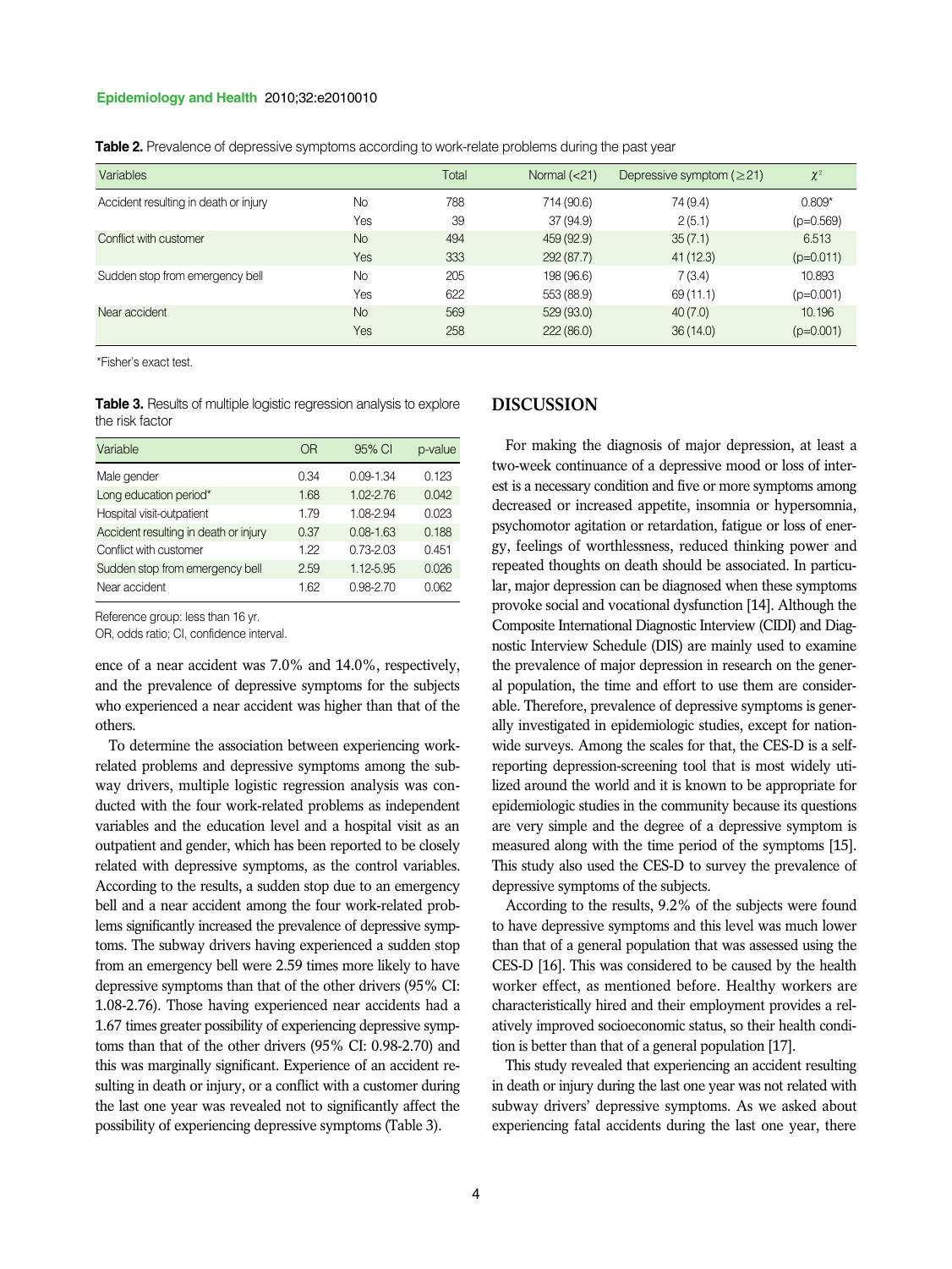**Table 2.** Prevalence of depressive symptoms according to work-relate problems during the past year

| Variables | | Total | Normal (<21) | Depressive symptom (≥21) | $\chi^2$ |
|---|---|---|---|---|---|
| Accident resulting in death or injury | No | 788 | 714 (90.6) | 74 (9.4) | 0.809* |
| | Yes | 39 | 37 (94.9) | 2 (5.1) | (p=0.569) |
| Conflict with customer | No | 494 | 459 (92.9) | 35 (7.1) | 6.513 |
| | Yes | 333 | 292 (87.7) | 41 (12.3) | (p=0.011) |
| Sudden stop from emergency bell | No | 205 | 198 (96.6) | 7 (3.4) | 10.893 |
| | Yes | 622 | 553 (88.9) | 69 (11.1) | (p=0.001) |
| Near accident | No | 569 | 529 (93.0) | 40 (7.0) | 10.196 |
| | Yes | 258 | 222 (86.0) | 36 (14.0) | (p=0.001) |

*Fisher's exact test.

**Table 3.** Results of multiple logistic regression analysis to explore the risk factor

| Variable | OR | 95% CI | p-value |
|---|---|---|---|
| Male gender | 0.34 | 0.09-1.34 | 0.123 |
| Long education period* | 1.68 | 1.02-2.76 | 0.042 |
| Hospital visit-outpatient | 1.79 | 1.08-2.94 | 0.023 |
| Accident resulting in death or injury | 0.37 | 0.08-1.63 | 0.188 |
| Conflict with customer | 1.22 | 0.73-2.03 | 0.451 |
| Sudden stop from emergency bell | 2.59 | 1.12-5.95 | 0.026 |
| Near accident | 1.62 | 0.98-2.70 | 0.062 |

Reference group: less than 16 yr.
OR, odds ratio; CI, confidence interval.

ence of a near accident was 7.0% and 14.0%, respectively, and the prevalence of depressive symptoms for the subjects who experienced a near accident was higher than that of the others.

To determine the association between experiencing work-related problems and depressive symptoms among the subway drivers, multiple logistic regression analysis was conducted with the four work-related problems as independent variables and the education level and a hospital visit as an outpatient and gender, which has been reported to be closely related with depressive symptoms, as the control variables. According to the results, a sudden stop due to an emergency bell and a near accident among the four work-related problems significantly increased the prevalence of depressive symptoms. The subway drivers having experienced a sudden stop from an emergency bell were 2.59 times more likely to have depressive symptoms than that of the other drivers (95% CI: 1.08-2.76). Those having experienced near accidents had a 1.67 times greater possibility of experiencing depressive symptoms than that of the other drivers (95% CI: 0.98-2.70) and this was marginally significant. Experience of an accident resulting in death or injury, or a conflict with a customer during the last one year was revealed not to significantly affect the possibility of experiencing depressive symptoms (Table 3).

## DISCUSSION

For making the diagnosis of major depression, at least a two-week continuance of a depressive mood or loss of interest is a necessary condition and five or more symptoms among decreased or increased appetite, insomnia or hypersomnia, psychomotor agitation or retardation, fatigue or loss of energy, feelings of worthlessness, reduced thinking power and repeated thoughts on death should be associated. In particular, major depression can be diagnosed when these symptoms provoke social and vocational dysfunction [14]. Although the Composite International Diagnostic Interview (CIDI) and Diagnostic Interview Schedule (DIS) are mainly used to examine the prevalence of major depression in research on the general population, the time and effort to use them are considerable. Therefore, prevalence of depressive symptoms is generally investigated in epidemiologic studies, except for nationwide surveys. Among the scales for that, the CES-D is a self-reporting depression-screening tool that is most widely utilized around the world and it is known to be appropriate for epidemiologic studies in the community because its questions are very simple and the degree of a depressive symptom is measured along with the time period of the symptoms [15]. This study also used the CES-D to survey the prevalence of depressive symptoms of the subjects.

According to the results, 9.2% of the subjects were found to have depressive symptoms and this level was much lower than that of a general population that was assessed using the CES-D [16]. This was considered to be caused by the health worker effect, as mentioned before. Healthy workers are characteristically hired and their employment provides a relatively improved socioeconomic status, so their health condition is better than that of a general population [17].

This study revealed that experiencing an accident resulting in death or injury during the last one year was not related with subway drivers' depressive symptoms. As we asked about experiencing fatal accidents during the last one year, there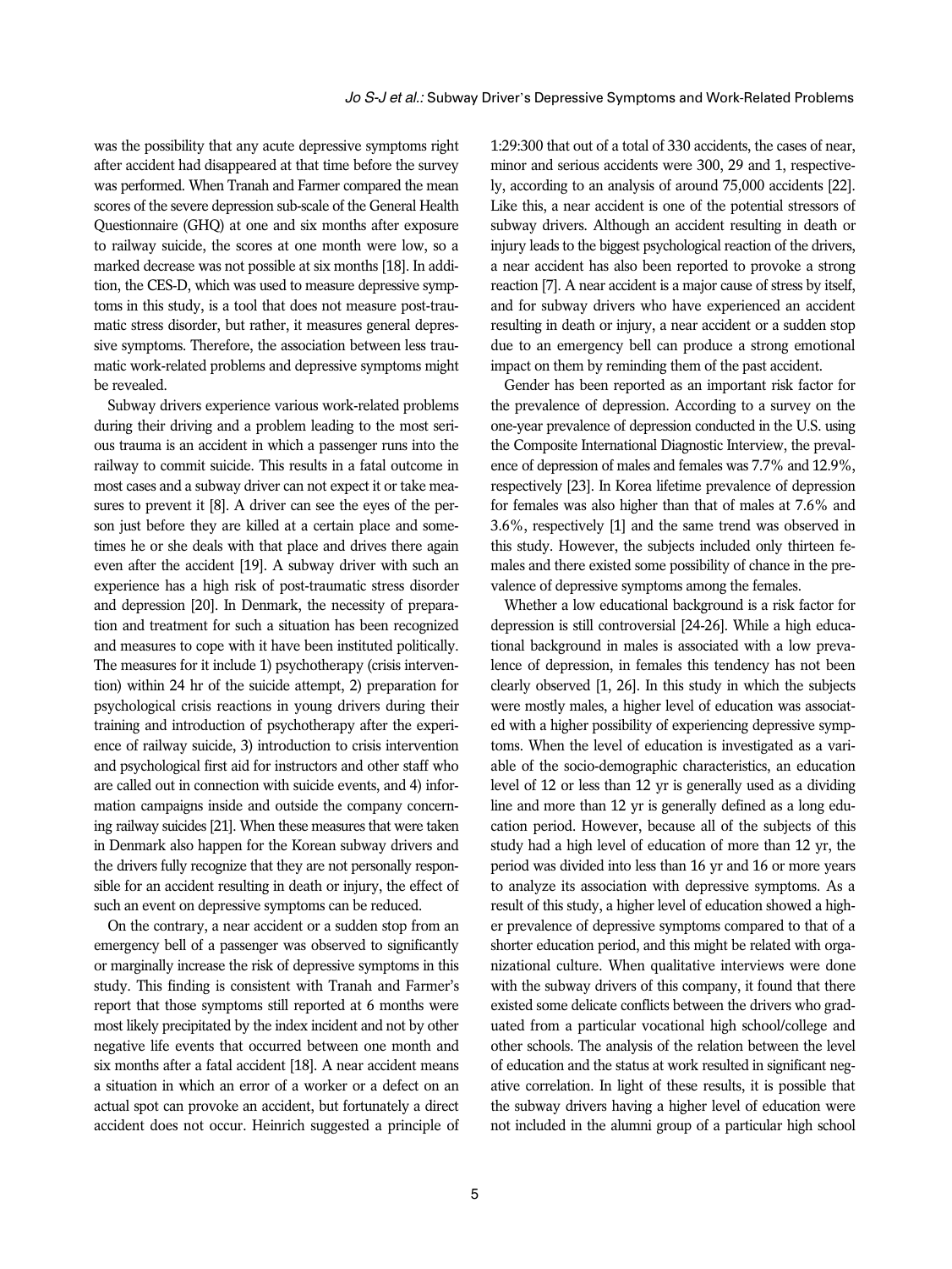was the possibility that any acute depressive symptoms right after accident had disappeared at that time before the survey was performed. When Tranah and Farmer compared the mean scores of the severe depression sub-scale of the General Health Questionnaire (GHQ) at one and six months after exposure to railway suicide, the scores at one month were low, so a marked decrease was not possible at six months [18]. In addition, the CES-D, which was used to measure depressive symptoms in this study, is a tool that does not measure post-traumatic stress disorder, but rather, it measures general depressive symptoms. Therefore, the association between less traumatic work-related problems and depressive symptoms might be revealed.

Subway drivers experience various work-related problems during their driving and a problem leading to the most serious trauma is an accident in which a passenger runs into the railway to commit suicide. This results in a fatal outcome in most cases and a subway driver can not expect it or take measures to prevent it [8]. A driver can see the eyes of the person just before they are killed at a certain place and sometimes he or she deals with that place and drives there again even after the accident [19]. A subway driver with such an experience has a high risk of post-traumatic stress disorder and depression [20]. In Denmark, the necessity of preparation and treatment for such a situation has been recognized and measures to cope with it have been instituted politically. The measures for it include 1) psychotherapy (crisis intervention) within 24 hr of the suicide attempt, 2) preparation for psychological crisis reactions in young drivers during their training and introduction of psychotherapy after the experience of railway suicide, 3) introduction to crisis intervention and psychological first aid for instructors and other staff who are called out in connection with suicide events, and 4) information campaigns inside and outside the company concerning railway suicides [21]. When these measures that were taken in Denmark also happen for the Korean subway drivers and the drivers fully recognize that they are not personally responsible for an accident resulting in death or injury, the effect of such an event on depressive symptoms can be reduced.

On the contrary, a near accident or a sudden stop from an emergency bell of a passenger was observed to significantly or marginally increase the risk of depressive symptoms in this study. This finding is consistent with Tranah and Farmer's report that those symptoms still reported at 6 months were most likely precipitated by the index incident and not by other negative life events that occurred between one month and six months after a fatal accident [18]. A near accident means a situation in which an error of a worker or a defect on an actual spot can provoke an accident, but fortunately a direct accident does not occur. Heinrich suggested a principle of 1:29:300 that out of a total of 330 accidents, the cases of near, minor and serious accidents were 300, 29 and 1, respectively, according to an analysis of around 75,000 accidents [22]. Like this, a near accident is one of the potential stressors of subway drivers. Although an accident resulting in death or injury leads to the biggest psychological reaction of the drivers, a near accident has also been reported to provoke a strong reaction [7]. A near accident is a major cause of stress by itself, and for subway drivers who have experienced an accident resulting in death or injury, a near accident or a sudden stop due to an emergency bell can produce a strong emotional impact on them by reminding them of the past accident.

Gender has been reported as an important risk factor for the prevalence of depression. According to a survey on the one-year prevalence of depression conducted in the U.S. using the Composite International Diagnostic Interview, the prevalence of depression of males and females was 7.7% and 12.9%, respectively [23]. In Korea lifetime prevalence of depression for females was also higher than that of males at 7.6% and 3.6%, respectively [1] and the same trend was observed in this study. However, the subjects included only thirteen females and there existed some possibility of chance in the prevalence of depressive symptoms among the females.

Whether a low educational background is a risk factor for depression is still controversial [24-26]. While a high educational background in males is associated with a low prevalence of depression, in females this tendency has not been clearly observed [1, 26]. In this study in which the subjects were mostly males, a higher level of education was associated with a higher possibility of experiencing depressive symptoms. When the level of education is investigated as a variable of the socio-demographic characteristics, an education level of 12 or less than 12 yr is generally used as a dividing line and more than 12 yr is generally defined as a long education period. However, because all of the subjects of this study had a high level of education of more than 12 yr, the period was divided into less than 16 yr and 16 or more years to analyze its association with depressive symptoms. As a result of this study, a higher level of education showed a higher prevalence of depressive symptoms compared to that of a shorter education period, and this might be related with organizational culture. When qualitative interviews were done with the subway drivers of this company, it found that there existed some delicate conflicts between the drivers who graduated from a particular vocational high school/college and other schools. The analysis of the relation between the level of education and the status at work resulted in significant negative correlation. In light of these results, it is possible that the subway drivers having a higher level of education were not included in the alumni group of a particular high school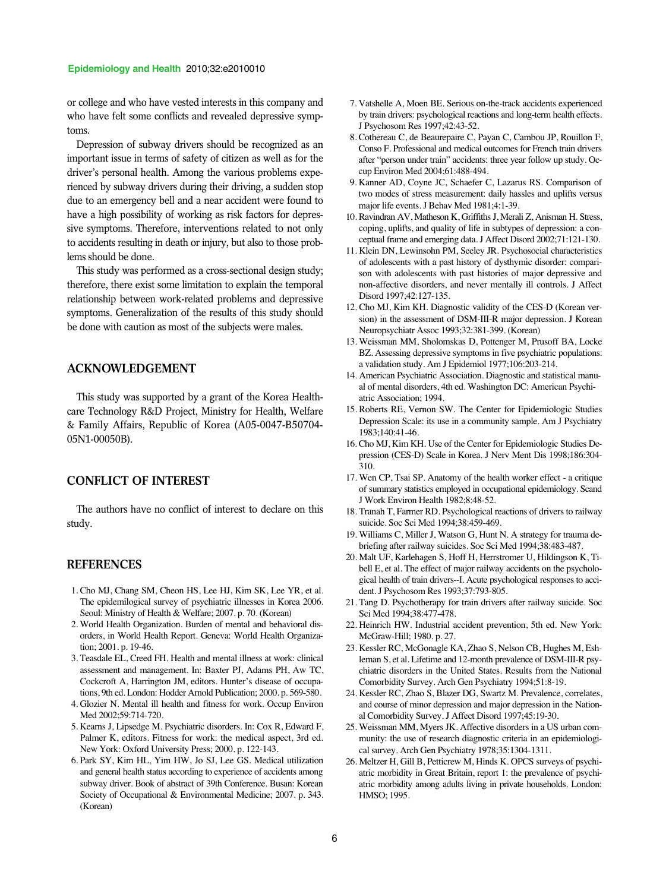or college and who have vested interests in this company and who have felt some conflicts and revealed depressive symptoms.

Depression of subway drivers should be recognized as an important issue in terms of safety of citizen as well as for the driver's personal health. Among the various problems experienced by subway drivers during their driving, a sudden stop due to an emergency bell and a near accident were found to have a high possibility of working as risk factors for depressive symptoms. Therefore, interventions related to not only to accidents resulting in death or injury, but also to those problems should be done.

This study was performed as a cross-sectional design study; therefore, there exist some limitation to explain the temporal relationship between work-related problems and depressive symptoms. Generalization of the results of this study should be done with caution as most of the subjects were males.

## ACKNOWLEDGEMENT

This study was supported by a grant of the Korea Healthcare Technology R&D Project, Ministry for Health, Welfare & Family Affairs, Republic of Korea (A05-0047-B50704-05N1-00050B).

## CONFLICT OF INTEREST

The authors have no conflict of interest to declare on this study.

## REFERENCES

1. Cho MJ, Chang SM, Cheon HS, Lee HJ, Kim SK, Lee YR, et al. The epidemilogical survey of psychiatric illnesses in Korea 2006. Seoul: Ministry of Health & Welfare; 2007. p. 70. (Korean)
2. World Health Organization. Burden of mental and behavioral disorders, in World Health Report. Geneva: World Health Organization; 2001. p. 19-46.
3. Teasdale EL, Creed FH. Health and mental illness at work: clinical assessment and management. In: Baxter PJ, Adams PH, Aw TC, Cockcroft A, Harrington JM, editors. Hunter's disease of occupations, 9th ed. London: Hodder Arnold Publication; 2000. p. 569-580.
4. Glozier N. Mental ill health and fitness for work. Occup Environ Med 2002;59:714-720.
5. Kearns J, Lipsedge M. Psychiatric disorders. In: Cox R, Edward F, Palmer K, editors. Fitness for work: the medical aspect, 3rd ed. New York: Oxford University Press; 2000. p. 122-143.
6. Park SY, Kim HL, Yim HW, Jo SJ, Lee GS. Medical utilization and general health status according to experience of accidents among subway driver. Book of abstract of 39th Conference. Busan: Korean Society of Occupational & Environmental Medicine; 2007. p. 343. (Korean)
7. Vatshelle A, Moen BE. Serious on-the-track accidents experienced by train drivers: psychological reactions and long-term health effects. J Psychosom Res 1997;42:43-52.
8. Cothereau C, de Beaurepaire C, Payan C, Cambou JP, Rouillon F, Conso F. Professional and medical outcomes for French train drivers after "person under train" accidents: three year follow up study. Occup Environ Med 2004;61:488-494.
9. Kanner AD, Coyne JC, Schaefer C, Lazarus RS. Comparison of two modes of stress measurement: daily hassles and uplifts versus major life events. J Behav Med 1981;4:1-39.
10. Ravindran AV, Matheson K, Griffiths J, Merali Z, Anisman H. Stress, coping, uplifts, and quality of life in subtypes of depression: a conceptual frame and emerging data. J Affect Disord 2002;71:121-130.
11. Klein DN, Lewinsohn PM, Seeley JR. Psychosocial characteristics of adolescents with a past history of dysthymic disorder: comparison with adolescents with past histories of major depressive and non-affective disorders, and never mentally ill controls. J Affect Disord 1997;42:127-135.
12. Cho MJ, Kim KH. Diagnostic validity of the CES-D (Korean version) in the assessment of DSM-III-R major depression. J Korean Neuropsychiatr Assoc 1993;32:381-399. (Korean)
13. Weissman MM, Sholomskas D, Pottenger M, Prusoff BA, Locke BZ. Assessing depressive symptoms in five psychiatric populations: a validation study. Am J Epidemiol 1977;106:203-214.
14. American Psychiatric Association. Diagnostic and statistical manual of mental disorders, 4th ed. Washington DC: American Psychiatric Association; 1994.
15. Roberts RE, Vernon SW. The Center for Epidemiologic Studies Depression Scale: its use in a community sample. Am J Psychiatry 1983;140:41-46.
16. Cho MJ, Kim KH. Use of the Center for Epidemiologic Studies Depression (CES-D) Scale in Korea. J Nerv Ment Dis 1998;186:304-310.
17. Wen CP, Tsai SP. Anatomy of the health worker effect - a critique of summary statistics employed in occupational epidemiology. Scand J Work Environ Health 1982;8:48-52.
18. Tranah T, Farmer RD. Psychological reactions of drivers to railway suicide. Soc Sci Med 1994;38:459-469.
19. Williams C, Miller J, Watson G, Hunt N. A strategy for trauma debriefing after railway suicides. Soc Sci Med 1994;38:483-487.
20. Malt UF, Karlehagen S, Hoff H, Herrstromer U, Hildingson K, Tibell E, et al. The effect of major railway accidents on the psychological health of train drivers--I. Acute psychological responses to accident. J Psychosom Res 1993;37:793-805.
21. Tang D. Psychotherapy for train drivers after railway suicide. Soc Sci Med 1994;38:477-478.
22. Heinrich HW. Industrial accident prevention, 5th ed. New York: McGraw-Hill; 1980. p. 27.
23. Kessler RC, McGonagle KA, Zhao S, Nelson CB, Hughes M, Eshleman S, et al. Lifetime and 12-month prevalence of DSM-III-R psychiatric disorders in the United States. Results from the National Comorbidity Survey. Arch Gen Psychiatry 1994;51:8-19.
24. Kessler RC, Zhao S, Blazer DG, Swartz M. Prevalence, correlates, and course of minor depression and major depression in the National Comorbidity Survey. J Affect Disord 1997;45:19-30.
25. Weissman MM, Myers JK. Affective disorders in a US urban community: the use of research diagnostic criteria in an epidemiological survey. Arch Gen Psychiatry 1978;35:1304-1311.
26. Meltzer H, Gill B, Petticrew M, Hinds K. OPCS surveys of psychiatric morbidity in Great Britain, report 1: the prevalence of psychiatric morbidity among adults living in private households. London: HMSO; 1995.